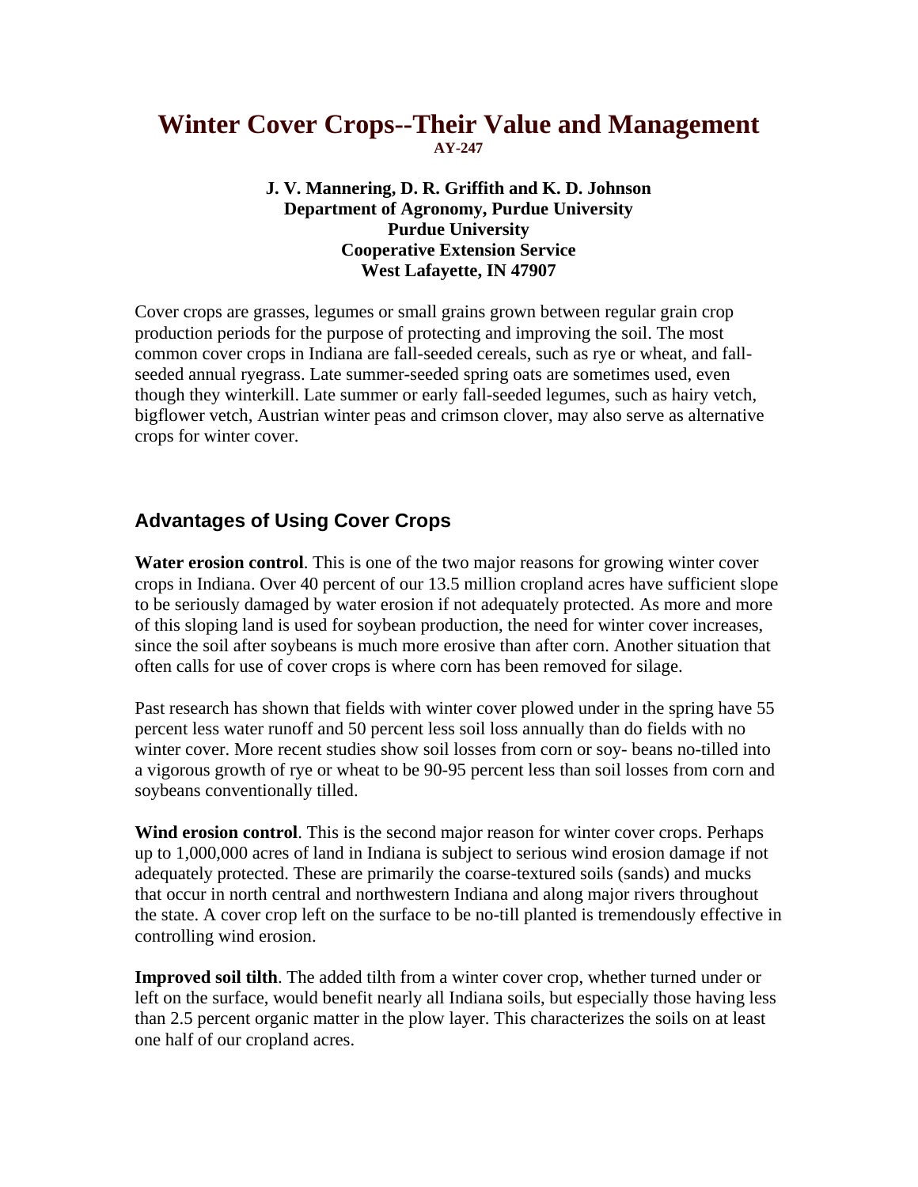# Winter Cover Crops--Their Value and Management

**AY-247**

**J. V. Mannering, D. R. Griffith and K. D. Johnson**
**Department of Agronomy, Purdue University**
**Purdue University**
**Cooperative Extension Service**
**West Lafayette, IN 47907**

Cover crops are grasses, legumes or small grains grown between regular grain crop production periods for the purpose of protecting and improving the soil. The most common cover crops in Indiana are fall-seeded cereals, such as rye or wheat, and fall-seeded annual ryegrass. Late summer-seeded spring oats are sometimes used, even though they winterkill. Late summer or early fall-seeded legumes, such as hairy vetch, bigflower vetch, Austrian winter peas and crimson clover, may also serve as alternative crops for winter cover.

## Advantages of Using Cover Crops

**Water erosion control**. This is one of the two major reasons for growing winter cover crops in Indiana. Over 40 percent of our 13.5 million cropland acres have sufficient slope to be seriously damaged by water erosion if not adequately protected. As more and more of this sloping land is used for soybean production, the need for winter cover increases, since the soil after soybeans is much more erosive than after corn. Another situation that often calls for use of cover crops is where corn has been removed for silage.

Past research has shown that fields with winter cover plowed under in the spring have 55 percent less water runoff and 50 percent less soil loss annually than do fields with no winter cover. More recent studies show soil losses from corn or soy- beans no-tilled into a vigorous growth of rye or wheat to be 90-95 percent less than soil losses from corn and soybeans conventionally tilled.

**Wind erosion control**. This is the second major reason for winter cover crops. Perhaps up to 1,000,000 acres of land in Indiana is subject to serious wind erosion damage if not adequately protected. These are primarily the coarse-textured soils (sands) and mucks that occur in north central and northwestern Indiana and along major rivers throughout the state. A cover crop left on the surface to be no-till planted is tremendously effective in controlling wind erosion.

**Improved soil tilth**. The added tilth from a winter cover crop, whether turned under or left on the surface, would benefit nearly all Indiana soils, but especially those having less than 2.5 percent organic matter in the plow layer. This characterizes the soils on at least one half of our cropland acres.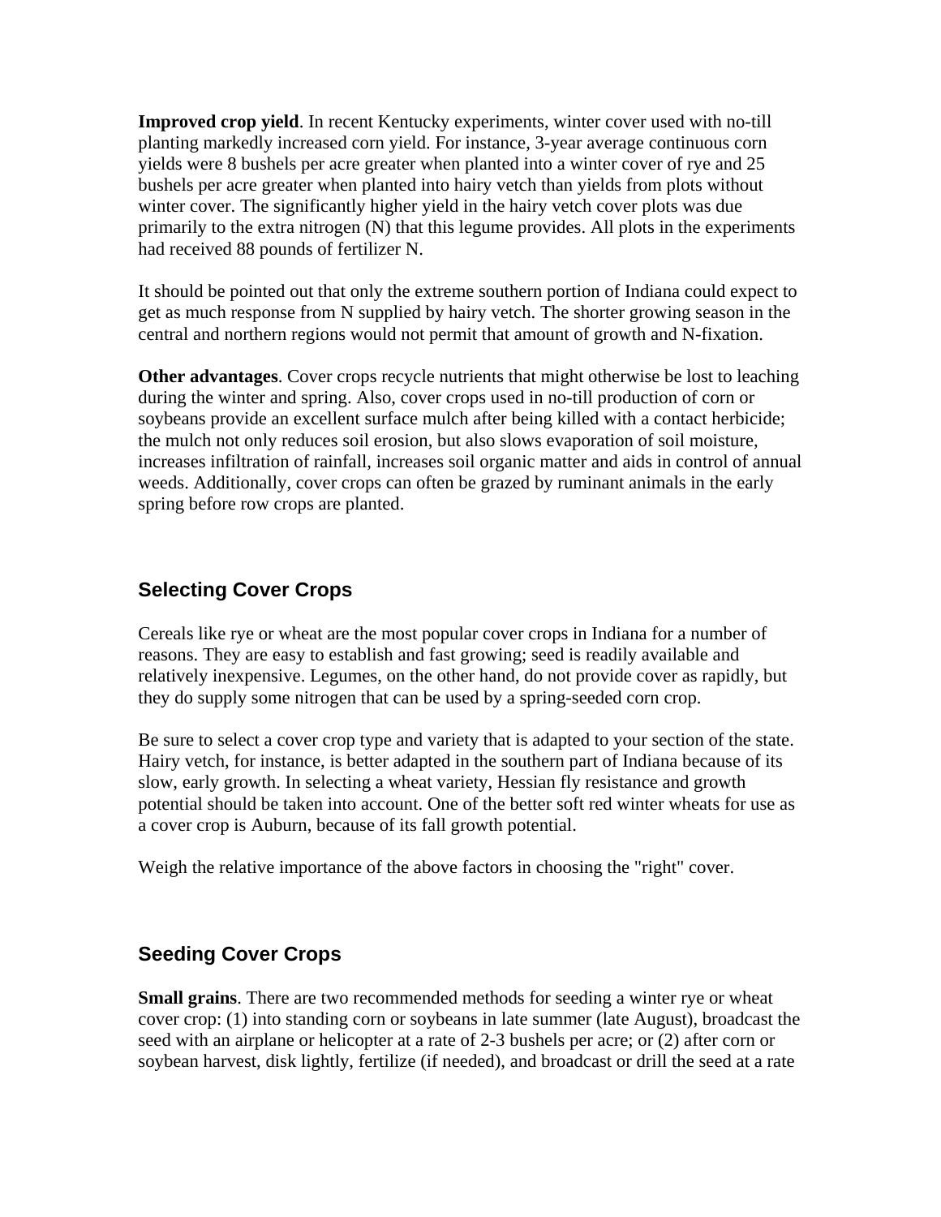**Improved crop yield**. In recent Kentucky experiments, winter cover used with no-till planting markedly increased corn yield. For instance, 3-year average continuous corn yields were 8 bushels per acre greater when planted into a winter cover of rye and 25 bushels per acre greater when planted into hairy vetch than yields from plots without winter cover. The significantly higher yield in the hairy vetch cover plots was due primarily to the extra nitrogen (N) that this legume provides. All plots in the experiments had received 88 pounds of fertilizer N.

It should be pointed out that only the extreme southern portion of Indiana could expect to get as much response from N supplied by hairy vetch. The shorter growing season in the central and northern regions would not permit that amount of growth and N-fixation.

**Other advantages**. Cover crops recycle nutrients that might otherwise be lost to leaching during the winter and spring. Also, cover crops used in no-till production of corn or soybeans provide an excellent surface mulch after being killed with a contact herbicide; the mulch not only reduces soil erosion, but also slows evaporation of soil moisture, increases infiltration of rainfall, increases soil organic matter and aids in control of annual weeds. Additionally, cover crops can often be grazed by ruminant animals in the early spring before row crops are planted.

## Selecting Cover Crops

Cereals like rye or wheat are the most popular cover crops in Indiana for a number of reasons. They are easy to establish and fast growing; seed is readily available and relatively inexpensive. Legumes, on the other hand, do not provide cover as rapidly, but they do supply some nitrogen that can be used by a spring-seeded corn crop.

Be sure to select a cover crop type and variety that is adapted to your section of the state. Hairy vetch, for instance, is better adapted in the southern part of Indiana because of its slow, early growth. In selecting a wheat variety, Hessian fly resistance and growth potential should be taken into account. One of the better soft red winter wheats for use as a cover crop is Auburn, because of its fall growth potential.

Weigh the relative importance of the above factors in choosing the "right" cover.

## Seeding Cover Crops

**Small grains**. There are two recommended methods for seeding a winter rye or wheat cover crop: (1) into standing corn or soybeans in late summer (late August), broadcast the seed with an airplane or helicopter at a rate of 2-3 bushels per acre; or (2) after corn or soybean harvest, disk lightly, fertilize (if needed), and broadcast or drill the seed at a rate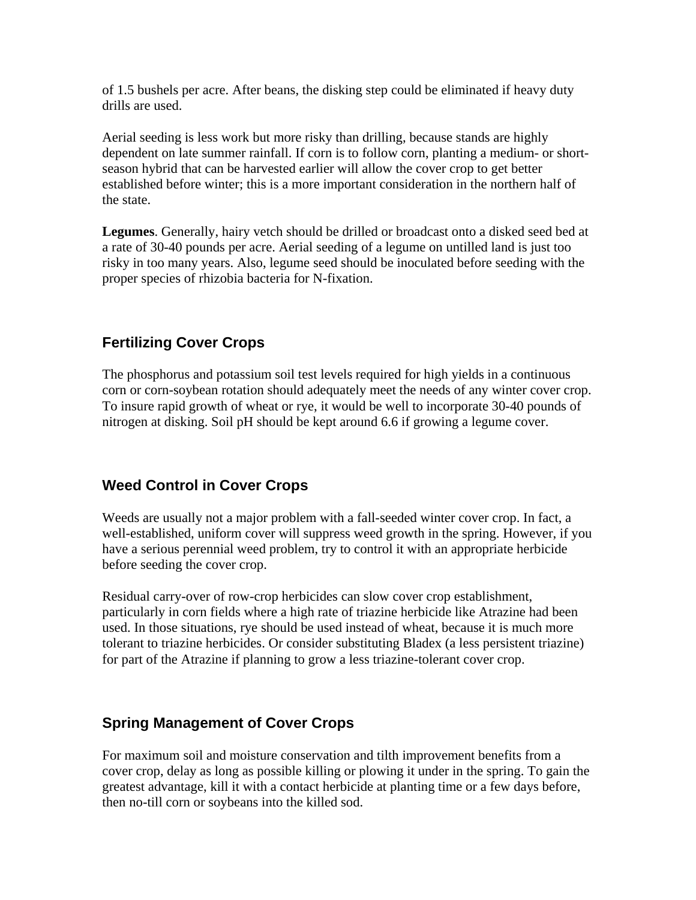of 1.5 bushels per acre. After beans, the disking step could be eliminated if heavy duty drills are used.

Aerial seeding is less work but more risky than drilling, because stands are highly dependent on late summer rainfall. If corn is to follow corn, planting a medium- or short-season hybrid that can be harvested earlier will allow the cover crop to get better established before winter; this is a more important consideration in the northern half of the state.

**Legumes**. Generally, hairy vetch should be drilled or broadcast onto a disked seed bed at a rate of 30-40 pounds per acre. Aerial seeding of a legume on untilled land is just too risky in too many years. Also, legume seed should be inoculated before seeding with the proper species of rhizobia bacteria for N-fixation.

## Fertilizing Cover Crops

The phosphorus and potassium soil test levels required for high yields in a continuous corn or corn-soybean rotation should adequately meet the needs of any winter cover crop. To insure rapid growth of wheat or rye, it would be well to incorporate 30-40 pounds of nitrogen at disking. Soil pH should be kept around 6.6 if growing a legume cover.

## Weed Control in Cover Crops

Weeds are usually not a major problem with a fall-seeded winter cover crop. In fact, a well-established, uniform cover will suppress weed growth in the spring. However, if you have a serious perennial weed problem, try to control it with an appropriate herbicide before seeding the cover crop.

Residual carry-over of row-crop herbicides can slow cover crop establishment, particularly in corn fields where a high rate of triazine herbicide like Atrazine had been used. In those situations, rye should be used instead of wheat, because it is much more tolerant to triazine herbicides. Or consider substituting Bladex (a less persistent triazine) for part of the Atrazine if planning to grow a less triazine-tolerant cover crop.

## Spring Management of Cover Crops

For maximum soil and moisture conservation and tilth improvement benefits from a cover crop, delay as long as possible killing or plowing it under in the spring. To gain the greatest advantage, kill it with a contact herbicide at planting time or a few days before, then no-till corn or soybeans into the killed sod.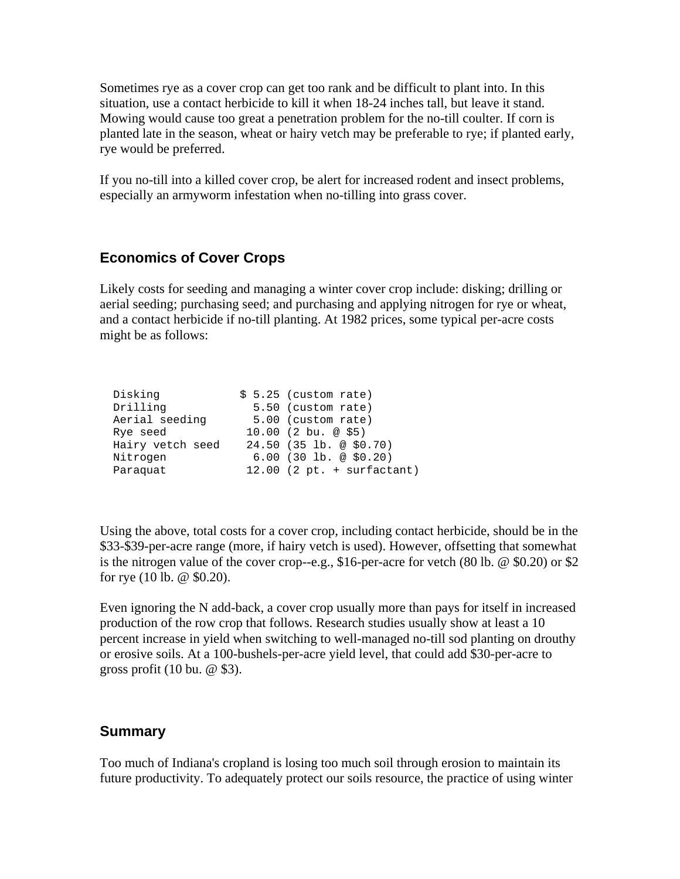Sometimes rye as a cover crop can get too rank and be difficult to plant into. In this situation, use a contact herbicide to kill it when 18-24 inches tall, but leave it stand. Mowing would cause too great a penetration problem for the no-till coulter. If corn is planted late in the season, wheat or hairy vetch may be preferable to rye; if planted early, rye would be preferred.

If you no-till into a killed cover crop, be alert for increased rodent and insect problems, especially an armyworm infestation when no-tilling into grass cover.

## Economics of Cover Crops

Likely costs for seeding and managing a winter cover crop include: disking; drilling or aerial seeding; purchasing seed; and purchasing and applying nitrogen for rye or wheat, and a contact herbicide if no-till planting. At 1982 prices, some typical per-acre costs might be as follows:

```
Disking            $ 5.25 (custom rate)
Drilling             5.50 (custom rate)
Aerial seeding       5.00 (custom rate)
Rye seed            10.00 (2 bu. @ $5)
Hairy vetch seed    24.50 (35 lb. @ $0.70)
Nitrogen             6.00 (30 lb. @ $0.20)
Paraquat            12.00 (2 pt. + surfactant)
```

Using the above, total costs for a cover crop, including contact herbicide, should be in the $33-$39-per-acre range (more, if hairy vetch is used). However, offsetting that somewhat is the nitrogen value of the cover crop--e.g., $16-per-acre for vetch (80 lb. @ $0.20) or $2 for rye (10 lb. @ $0.20).

Even ignoring the N add-back, a cover crop usually more than pays for itself in increased production of the row crop that follows. Research studies usually show at least a 10 percent increase in yield when switching to well-managed no-till sod planting on drouthy or erosive soils. At a 100-bushels-per-acre yield level, that could add $30-per-acre to gross profit (10 bu. @ $3).

## Summary

Too much of Indiana's cropland is losing too much soil through erosion to maintain its future productivity. To adequately protect our soils resource, the practice of using winter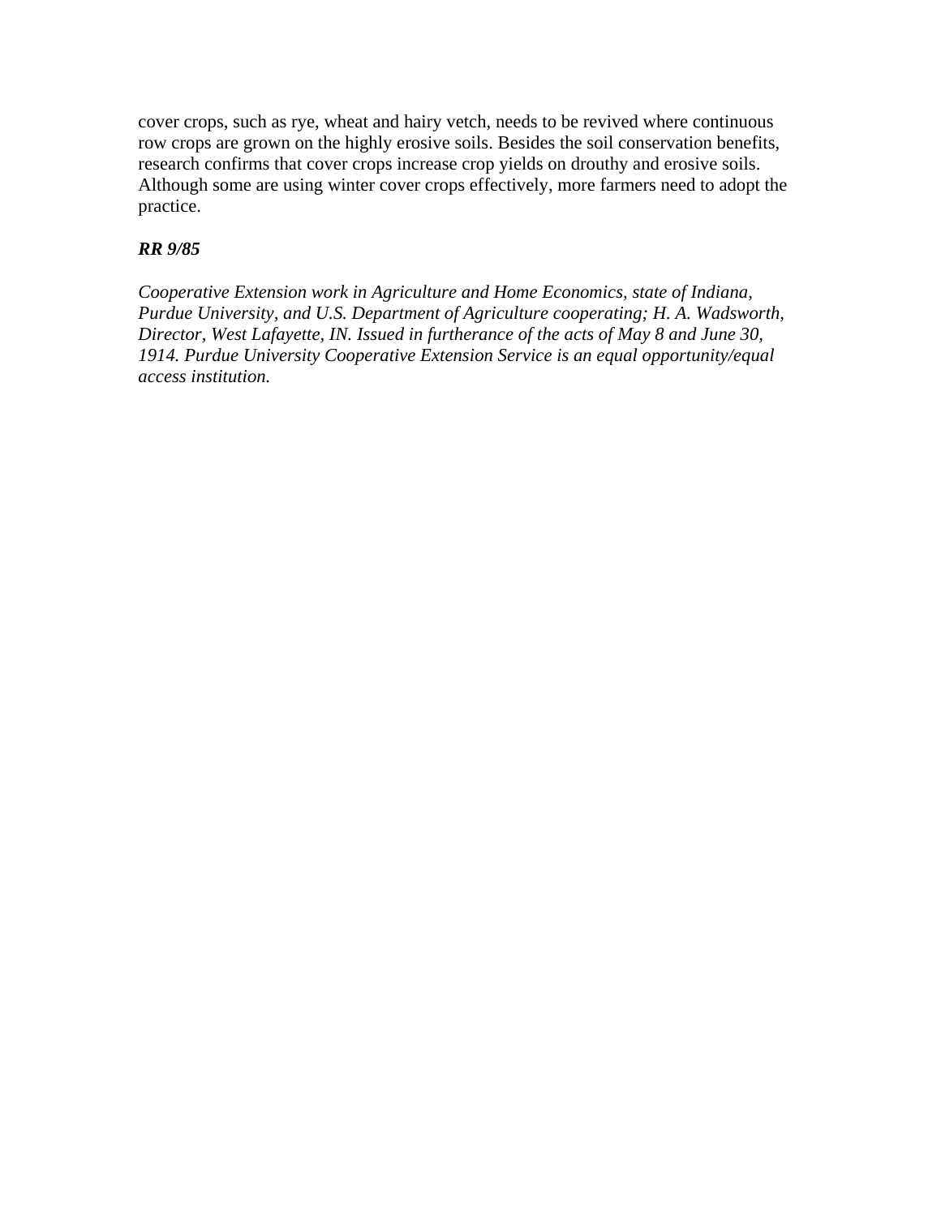cover crops, such as rye, wheat and hairy vetch, needs to be revived where continuous row crops are grown on the highly erosive soils. Besides the soil conservation benefits, research confirms that cover crops increase crop yields on drouthy and erosive soils. Although some are using winter cover crops effectively, more farmers need to adopt the practice.

***RR 9/85***

*Cooperative Extension work in Agriculture and Home Economics, state of Indiana, Purdue University, and U.S. Department of Agriculture cooperating; H. A. Wadsworth, Director, West Lafayette, IN. Issued in furtherance of the acts of May 8 and June 30, 1914. Purdue University Cooperative Extension Service is an equal opportunity/equal access institution.*